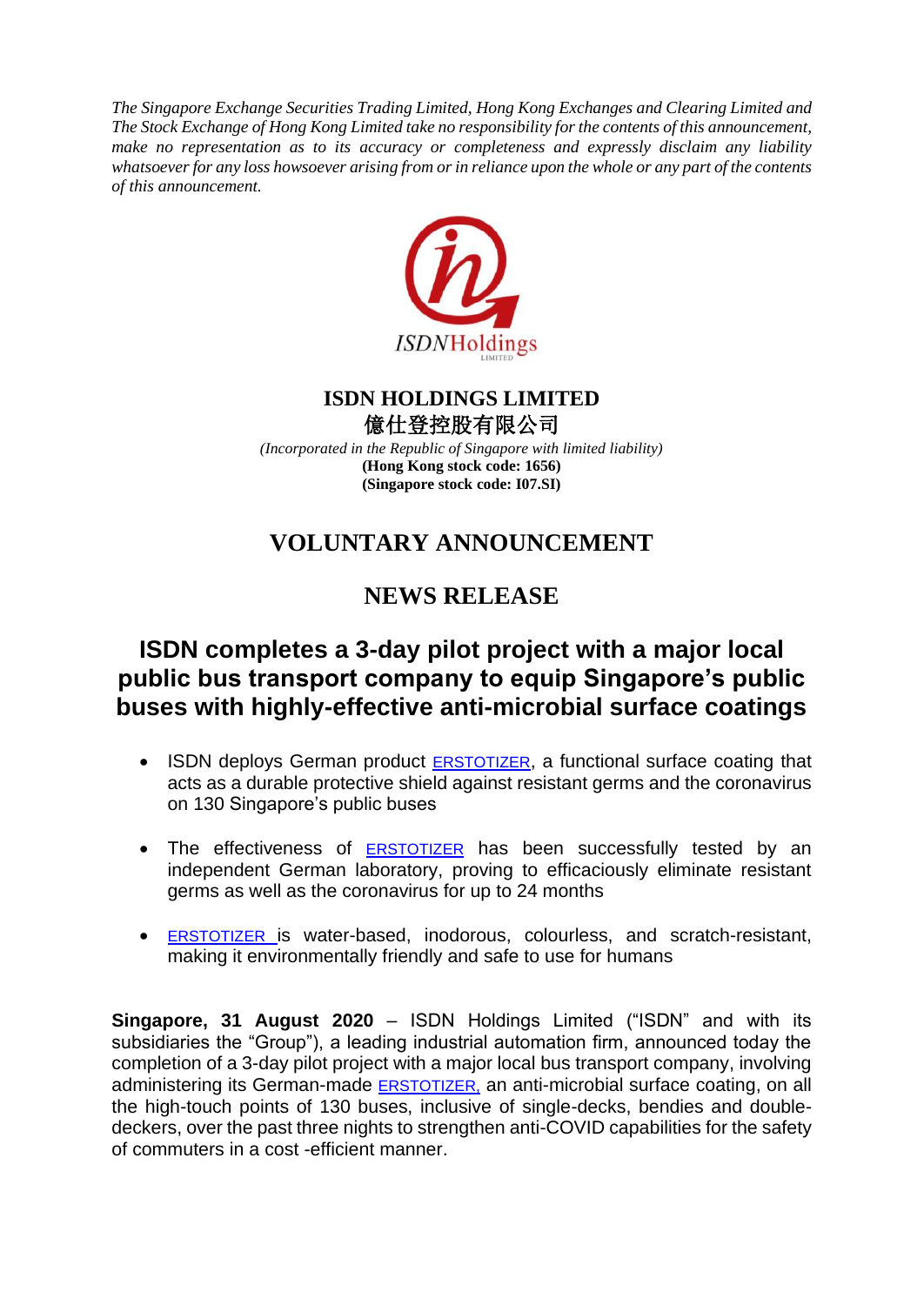*The Singapore Exchange Securities Trading Limited, Hong Kong Exchanges and Clearing Limited and The Stock Exchange of Hong Kong Limited take no responsibility for the contents of this announcement, make no representation as to its accuracy or completeness and expressly disclaim any liability whatsoever for any loss howsoever arising from or in reliance upon the whole or any part of the contents of this announcement.*

ISDNHoldings LIMITED

**ISDN HOLDINGS LIMITED**
**億仕登控股有限公司**
*(Incorporated in the Republic of Singapore with limited liability)*
**(Hong Kong stock code: 1656)**
**(Singapore stock code: I07.SI)**

# VOLUNTARY ANNOUNCEMENT

# NEWS RELEASE

## ISDN completes a 3-day pilot project with a major local public bus transport company to equip Singapore's public buses with highly-effective anti-microbial surface coatings

- ISDN deploys German product ERSTOTIZER, a functional surface coating that acts as a durable protective shield against resistant germs and the coronavirus on 130 Singapore's public buses
- The effectiveness of ERSTOTIZER has been successfully tested by an independent German laboratory, proving to efficaciously eliminate resistant germs as well as the coronavirus for up to 24 months
- ERSTOTIZER is water-based, inodorous, colourless, and scratch-resistant, making it environmentally friendly and safe to use for humans

**Singapore, 31 August 2020** – ISDN Holdings Limited ("ISDN" and with its subsidiaries the "Group"), a leading industrial automation firm, announced today the completion of a 3-day pilot project with a major local bus transport company, involving administering its German-made ERSTOTIZER, an anti-microbial surface coating, on all the high-touch points of 130 buses, inclusive of single-decks, bendies and double-deckers, over the past three nights to strengthen anti-COVID capabilities for the safety of commuters in a cost -efficient manner.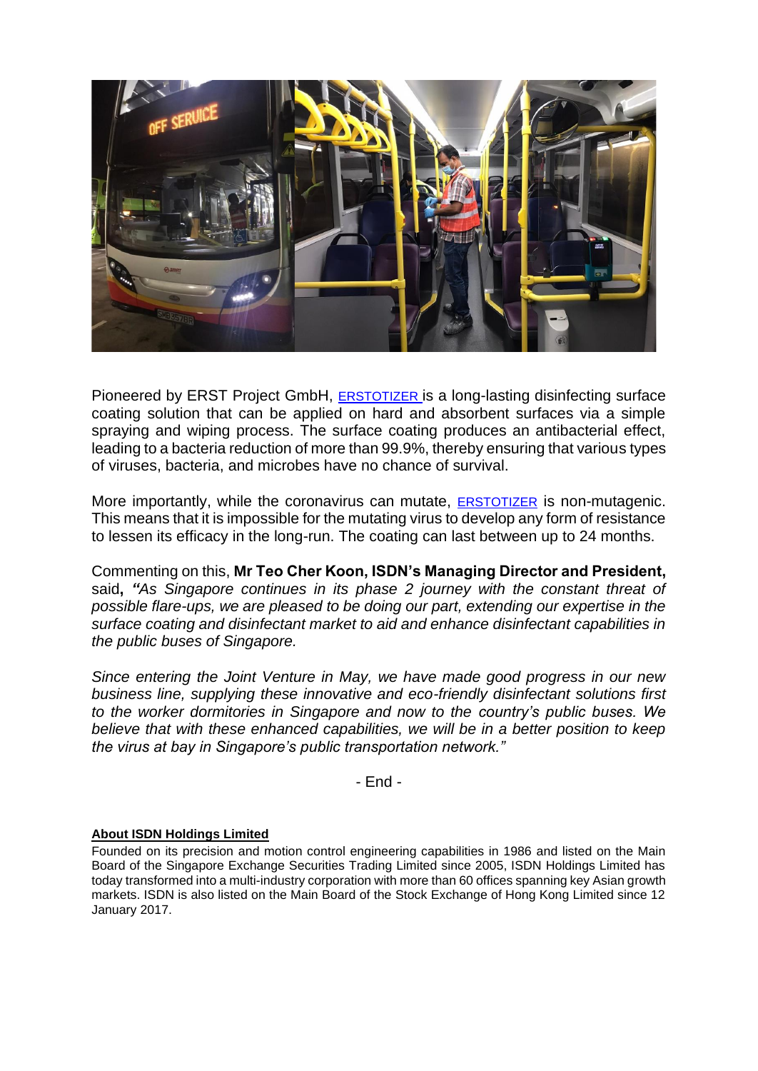Pioneered by ERST Project GmbH, ERSTOTIZER is a long-lasting disinfecting surface coating solution that can be applied on hard and absorbent surfaces via a simple spraying and wiping process. The surface coating produces an antibacterial effect, leading to a bacteria reduction of more than 99.9%, thereby ensuring that various types of viruses, bacteria, and microbes have no chance of survival.

More importantly, while the coronavirus can mutate, ERSTOTIZER is non-mutagenic. This means that it is impossible for the mutating virus to develop any form of resistance to lessen its efficacy in the long-run. The coating can last between up to 24 months.

Commenting on this, **Mr Teo Cher Koon, ISDN's Managing Director and President,** said**,** ***"****As Singapore continues in its phase 2 journey with the constant threat of possible flare-ups, we are pleased to be doing our part, extending our expertise in the surface coating and disinfectant market to aid and enhance disinfectant capabilities in the public buses of Singapore.*

*Since entering the Joint Venture in May, we have made good progress in our new business line, supplying these innovative and eco-friendly disinfectant solutions first to the worker dormitories in Singapore and now to the country's public buses. We believe that with these enhanced capabilities, we will be in a better position to keep the virus at bay in Singapore's public transportation network."*

- End -

**About ISDN Holdings Limited**

Founded on its precision and motion control engineering capabilities in 1986 and listed on the Main Board of the Singapore Exchange Securities Trading Limited since 2005, ISDN Holdings Limited has today transformed into a multi-industry corporation with more than 60 offices spanning key Asian growth markets. ISDN is also listed on the Main Board of the Stock Exchange of Hong Kong Limited since 12 January 2017.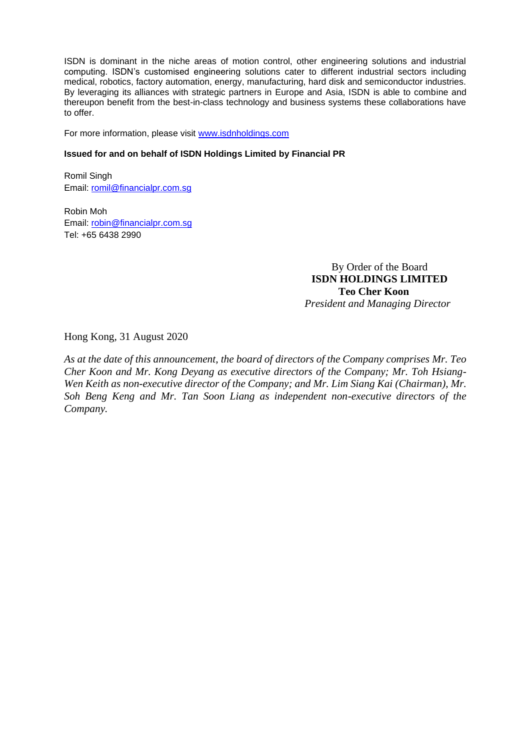ISDN is dominant in the niche areas of motion control, other engineering solutions and industrial computing. ISDN's customised engineering solutions cater to different industrial sectors including medical, robotics, factory automation, energy, manufacturing, hard disk and semiconductor industries. By leveraging its alliances with strategic partners in Europe and Asia, ISDN is able to combine and thereupon benefit from the best-in-class technology and business systems these collaborations have to offer.

For more information, please visit www.isdnholdings.com

**Issued for and on behalf of ISDN Holdings Limited by Financial PR**

Romil Singh
Email: romil@financialpr.com.sg

Robin Moh
Email: robin@financialpr.com.sg
Tel: +65 6438 2990

By Order of the Board
**ISDN HOLDINGS LIMITED**
**Teo Cher Koon**
*President and Managing Director*

Hong Kong, 31 August 2020

*As at the date of this announcement, the board of directors of the Company comprises Mr. Teo Cher Koon and Mr. Kong Deyang as executive directors of the Company; Mr. Toh Hsiang-Wen Keith as non-executive director of the Company; and Mr. Lim Siang Kai (Chairman), Mr. Soh Beng Keng and Mr. Tan Soon Liang as independent non-executive directors of the Company.*